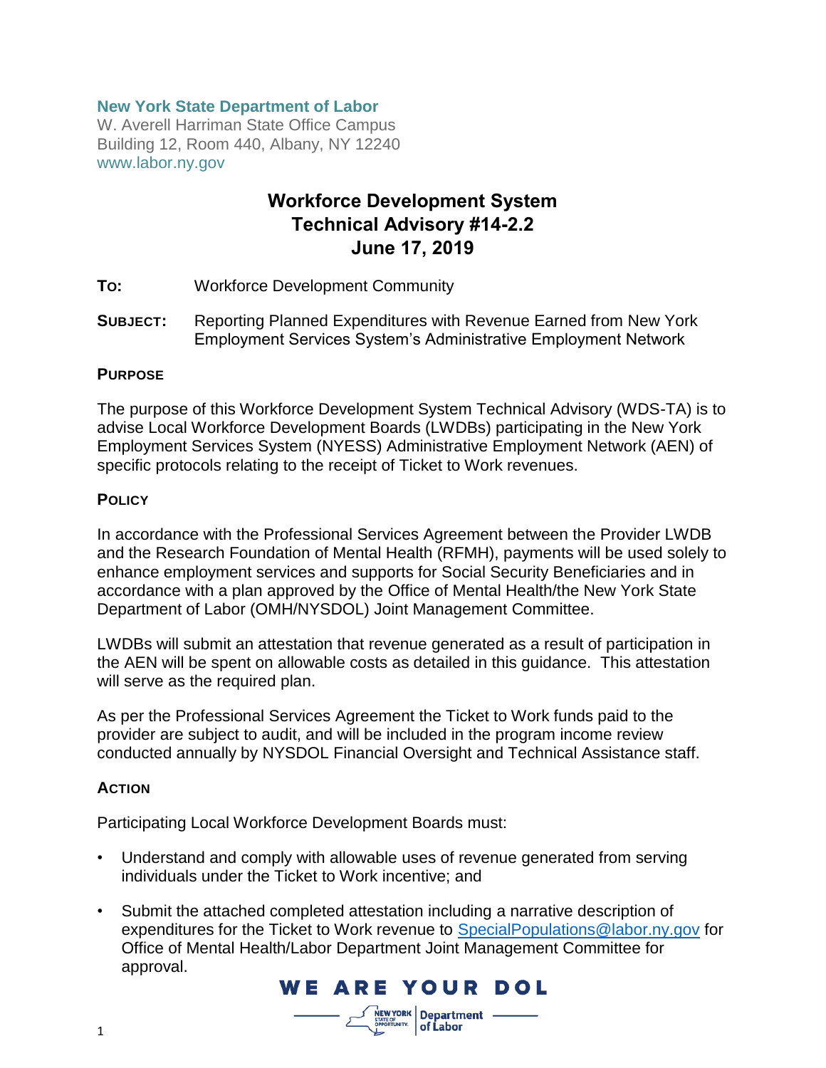**New York State Department of Labor**
W. Averell Harriman State Office Campus
Building 12, Room 440, Albany, NY 12240
www.labor.ny.gov

# Workforce Development System Technical Advisory #14-2.2 June 17, 2019

**TO:** Workforce Development Community

**SUBJECT:** Reporting Planned Expenditures with Revenue Earned from New York Employment Services System's Administrative Employment Network

## PURPOSE

The purpose of this Workforce Development System Technical Advisory (WDS-TA) is to advise Local Workforce Development Boards (LWDBs) participating in the New York Employment Services System (NYESS) Administrative Employment Network (AEN) of specific protocols relating to the receipt of Ticket to Work revenues.

## POLICY

In accordance with the Professional Services Agreement between the Provider LWDB and the Research Foundation of Mental Health (RFMH), payments will be used solely to enhance employment services and supports for Social Security Beneficiaries and in accordance with a plan approved by the Office of Mental Health/the New York State Department of Labor (OMH/NYSDOL) Joint Management Committee.

LWDBs will submit an attestation that revenue generated as a result of participation in the AEN will be spent on allowable costs as detailed in this guidance. This attestation will serve as the required plan.

As per the Professional Services Agreement the Ticket to Work funds paid to the provider are subject to audit, and will be included in the program income review conducted annually by NYSDOL Financial Oversight and Technical Assistance staff.

## ACTION

Participating Local Workforce Development Boards must:

- Understand and comply with allowable uses of revenue generated from serving individuals under the Ticket to Work incentive; and
- Submit the attached completed attestation including a narrative description of expenditures for the Ticket to Work revenue to SpecialPopulations@labor.ny.gov for Office of Mental Health/Labor Department Joint Management Committee for approval.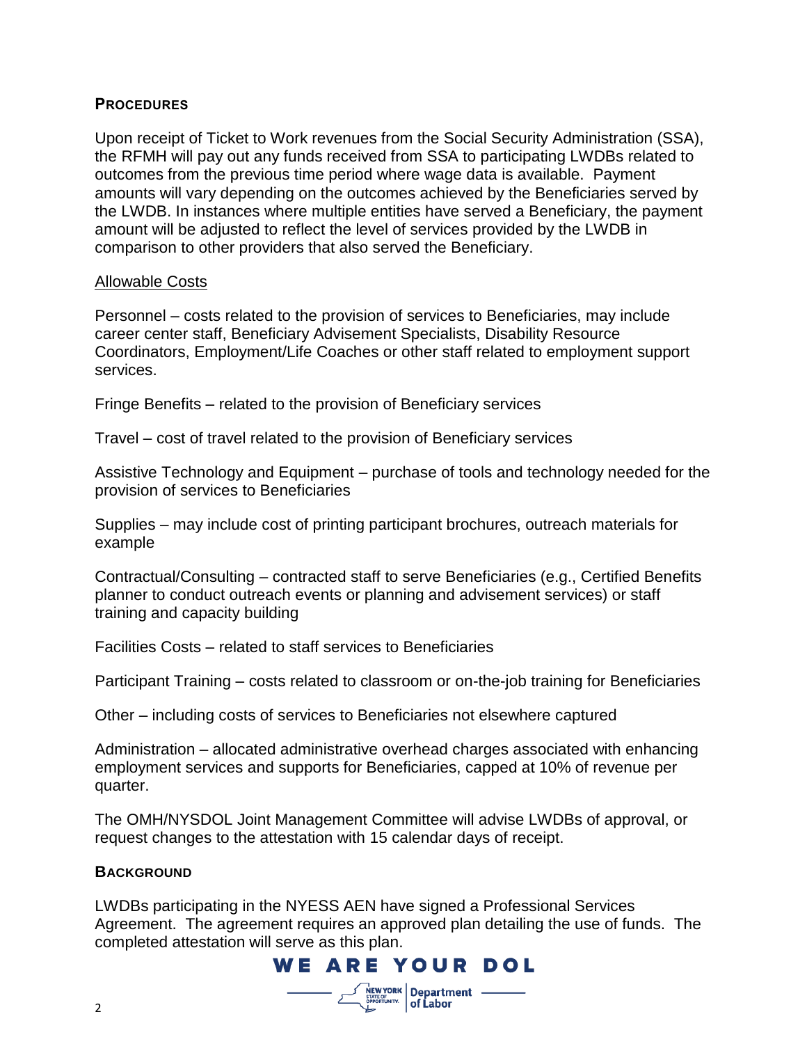## PROCEDURES

Upon receipt of Ticket to Work revenues from the Social Security Administration (SSA), the RFMH will pay out any funds received from SSA to participating LWDBs related to outcomes from the previous time period where wage data is available. Payment amounts will vary depending on the outcomes achieved by the Beneficiaries served by the LWDB. In instances where multiple entities have served a Beneficiary, the payment amount will be adjusted to reflect the level of services provided by the LWDB in comparison to other providers that also served the Beneficiary.

### Allowable Costs

Personnel – costs related to the provision of services to Beneficiaries, may include career center staff, Beneficiary Advisement Specialists, Disability Resource Coordinators, Employment/Life Coaches or other staff related to employment support services.

Fringe Benefits – related to the provision of Beneficiary services

Travel – cost of travel related to the provision of Beneficiary services

Assistive Technology and Equipment – purchase of tools and technology needed for the provision of services to Beneficiaries

Supplies – may include cost of printing participant brochures, outreach materials for example

Contractual/Consulting – contracted staff to serve Beneficiaries (e.g., Certified Benefits planner to conduct outreach events or planning and advisement services) or staff training and capacity building

Facilities Costs – related to staff services to Beneficiaries

Participant Training – costs related to classroom or on-the-job training for Beneficiaries

Other – including costs of services to Beneficiaries not elsewhere captured

Administration – allocated administrative overhead charges associated with enhancing employment services and supports for Beneficiaries, capped at 10% of revenue per quarter.

The OMH/NYSDOL Joint Management Committee will advise LWDBs of approval, or request changes to the attestation with 15 calendar days of receipt.

## BACKGROUND

LWDBs participating in the NYESS AEN have signed a Professional Services Agreement. The agreement requires an approved plan detailing the use of funds. The completed attestation will serve as this plan.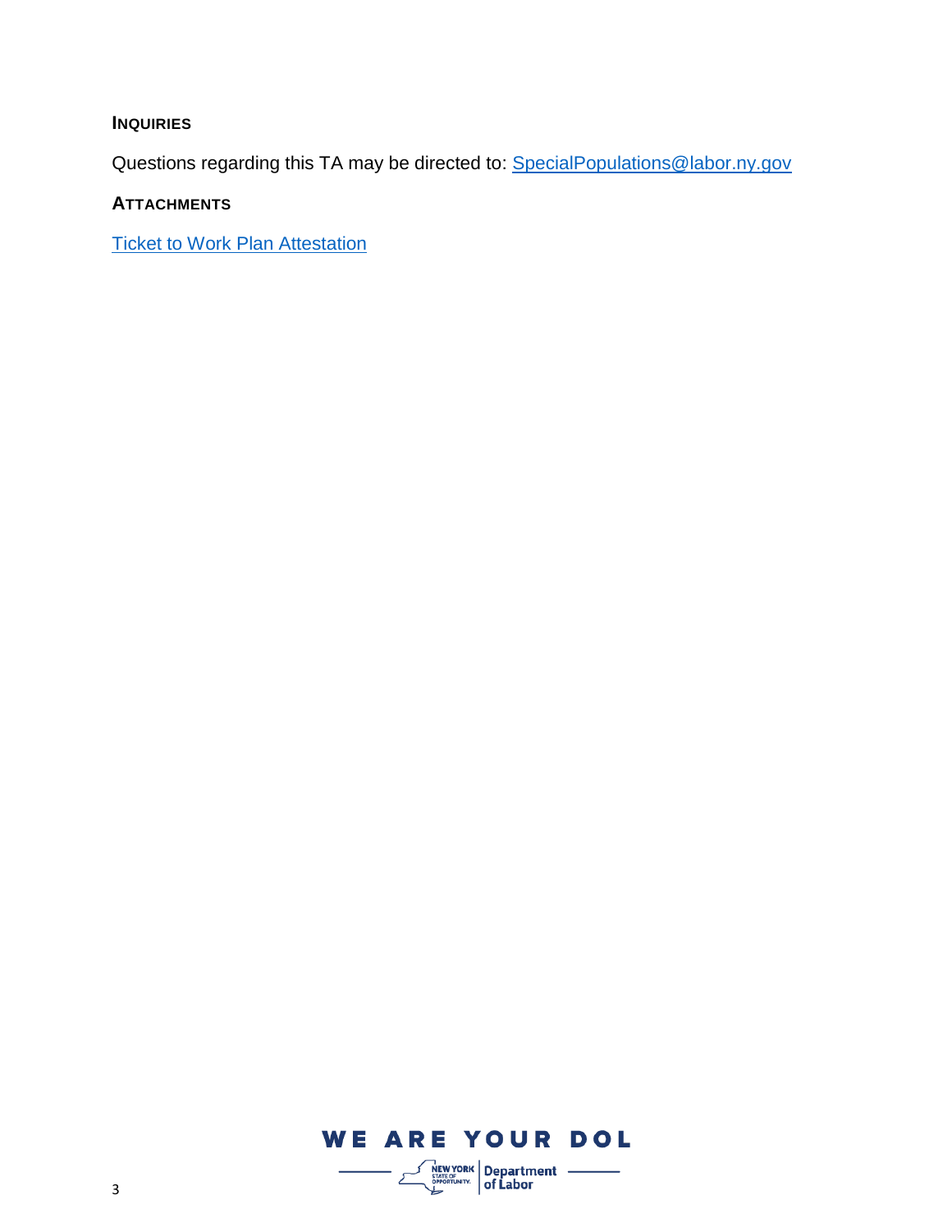### INQUIRIES

Questions regarding this TA may be directed to: SpecialPopulations@labor.ny.gov

### ATTACHMENTS

Ticket to Work Plan Attestation